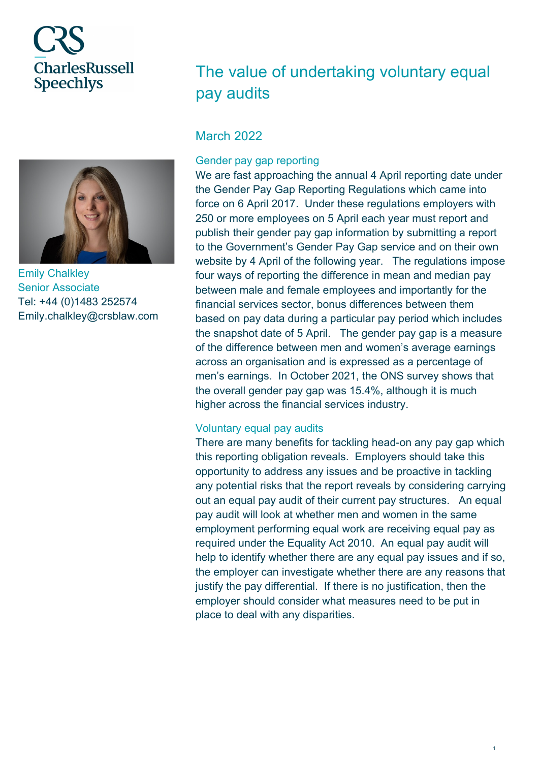CharlesRussell Speechlys

# The value of undertaking voluntary equal pay audits

Emily Chalkley
Senior Associate
Tel: +44 (0)1483 252574
Emily.chalkley@crsblaw.com

## March 2022

### Gender pay gap reporting

We are fast approaching the annual 4 April reporting date under the Gender Pay Gap Reporting Regulations which came into force on 6 April 2017. Under these regulations employers with 250 or more employees on 5 April each year must report and publish their gender pay gap information by submitting a report to the Government's Gender Pay Gap service and on their own website by 4 April of the following year. The regulations impose four ways of reporting the difference in mean and median pay between male and female employees and importantly for the financial services sector, bonus differences between them based on pay data during a particular pay period which includes the snapshot date of 5 April. The gender pay gap is a measure of the difference between men and women's average earnings across an organisation and is expressed as a percentage of men's earnings. In October 2021, the ONS survey shows that the overall gender pay gap was 15.4%, although it is much higher across the financial services industry.

### Voluntary equal pay audits

There are many benefits for tackling head-on any pay gap which this reporting obligation reveals. Employers should take this opportunity to address any issues and be proactive in tackling any potential risks that the report reveals by considering carrying out an equal pay audit of their current pay structures. An equal pay audit will look at whether men and women in the same employment performing equal work are receiving equal pay as required under the Equality Act 2010. An equal pay audit will help to identify whether there are any equal pay issues and if so, the employer can investigate whether there are any reasons that justify the pay differential. If there is no justification, then the employer should consider what measures need to be put in place to deal with any disparities.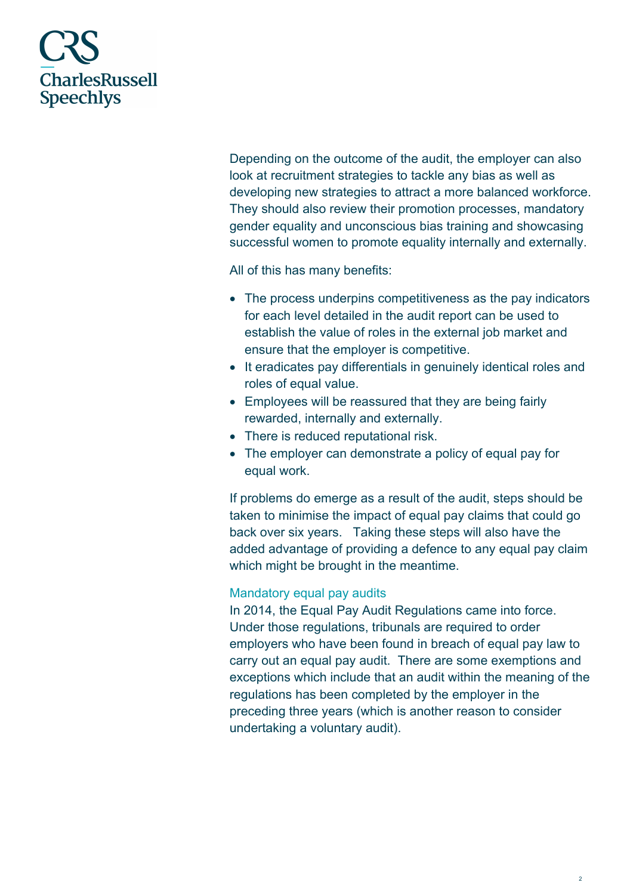Depending on the outcome of the audit, the employer can also look at recruitment strategies to tackle any bias as well as developing new strategies to attract a more balanced workforce. They should also review their promotion processes, mandatory gender equality and unconscious bias training and showcasing successful women to promote equality internally and externally.

All of this has many benefits:

- The process underpins competitiveness as the pay indicators for each level detailed in the audit report can be used to establish the value of roles in the external job market and ensure that the employer is competitive.
- It eradicates pay differentials in genuinely identical roles and roles of equal value.
- Employees will be reassured that they are being fairly rewarded, internally and externally.
- There is reduced reputational risk.
- The employer can demonstrate a policy of equal pay for equal work.

If problems do emerge as a result of the audit, steps should be taken to minimise the impact of equal pay claims that could go back over six years. Taking these steps will also have the added advantage of providing a defence to any equal pay claim which might be brought in the meantime.

### Mandatory equal pay audits

In 2014, the Equal Pay Audit Regulations came into force. Under those regulations, tribunals are required to order employers who have been found in breach of equal pay law to carry out an equal pay audit. There are some exemptions and exceptions which include that an audit within the meaning of the regulations has been completed by the employer in the preceding three years (which is another reason to consider undertaking a voluntary audit).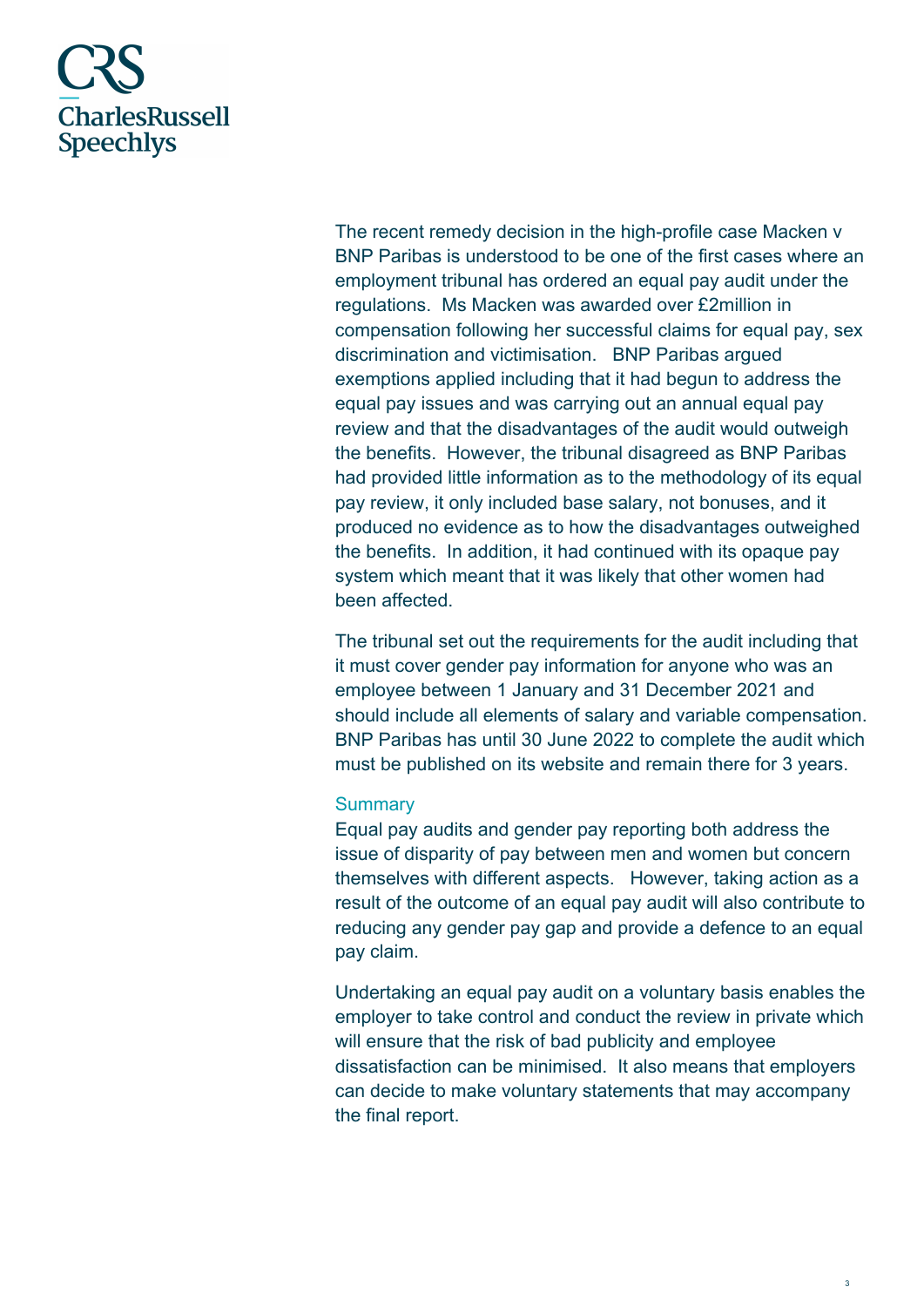The recent remedy decision in the high-profile case Macken v BNP Paribas is understood to be one of the first cases where an employment tribunal has ordered an equal pay audit under the regulations. Ms Macken was awarded over £2million in compensation following her successful claims for equal pay, sex discrimination and victimisation. BNP Paribas argued exemptions applied including that it had begun to address the equal pay issues and was carrying out an annual equal pay review and that the disadvantages of the audit would outweigh the benefits. However, the tribunal disagreed as BNP Paribas had provided little information as to the methodology of its equal pay review, it only included base salary, not bonuses, and it produced no evidence as to how the disadvantages outweighed the benefits. In addition, it had continued with its opaque pay system which meant that it was likely that other women had been affected.

The tribunal set out the requirements for the audit including that it must cover gender pay information for anyone who was an employee between 1 January and 31 December 2021 and should include all elements of salary and variable compensation. BNP Paribas has until 30 June 2022 to complete the audit which must be published on its website and remain there for 3 years.

## Summary

Equal pay audits and gender pay reporting both address the issue of disparity of pay between men and women but concern themselves with different aspects. However, taking action as a result of the outcome of an equal pay audit will also contribute to reducing any gender pay gap and provide a defence to an equal pay claim.

Undertaking an equal pay audit on a voluntary basis enables the employer to take control and conduct the review in private which will ensure that the risk of bad publicity and employee dissatisfaction can be minimised. It also means that employers can decide to make voluntary statements that may accompany the final report.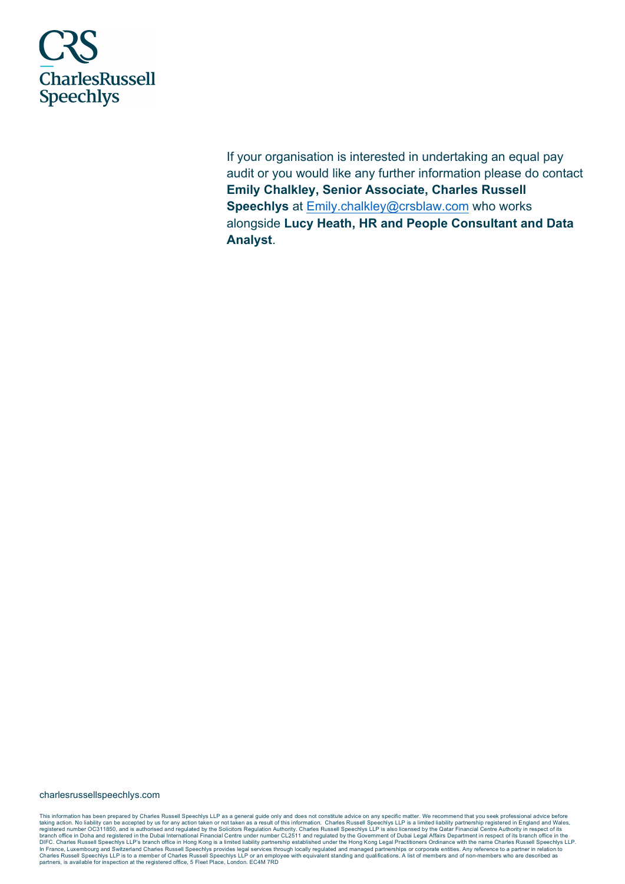If your organisation is interested in undertaking an equal pay audit or you would like any further information please do contact **Emily Chalkley, Senior Associate, Charles Russell Speechlys** at [Emily.chalkley@crsblaw.com](mailto:Emily.chalkley@crsblaw.com) who works alongside **Lucy Heath, HR and People Consultant and Data Analyst**.

charlesrussellspeechlys.com

This information has been prepared by Charles Russell Speechlys LLP as a general guide only and does not constitute advice on any specific matter. We recommend that you seek professional advice before taking action. No liability can be accepted by us for any action taken or not taken as a result of this information. Charles Russell Speechlys LLP is a limited liability partnership registered in England and Wales, registered number OC311850, and is authorised and regulated by the Solicitors Regulation Authority. Charles Russell Speechlys LLP is also licensed by the Qatar Financial Centre Authority in respect of its branch office in Doha and registered in the Dubai International Financial Centre under number CL2511 and regulated by the Government of Dubai Legal Affairs Department in respect of its branch office in the DIFC. Charles Russell Speechlys LLP's branch office in Hong Kong is a limited liability partnership established under the Hong Kong Legal Practitioners Ordinance with the name Charles Russell Speechlys LLP. In France, Luxembourg and Switzerland Charles Russell Speechlys provides legal services through locally regulated and managed partnerships or corporate entities. Any reference to a partner in relation to Charles Russell Speechlys LLP is to a member of Charles Russell Speechlys LLP or an employee with equivalent standing and qualifications. A list of members and of non-members who are described as partners, is available for inspection at the registered office, 5 Fleet Place, London. EC4M 7RD